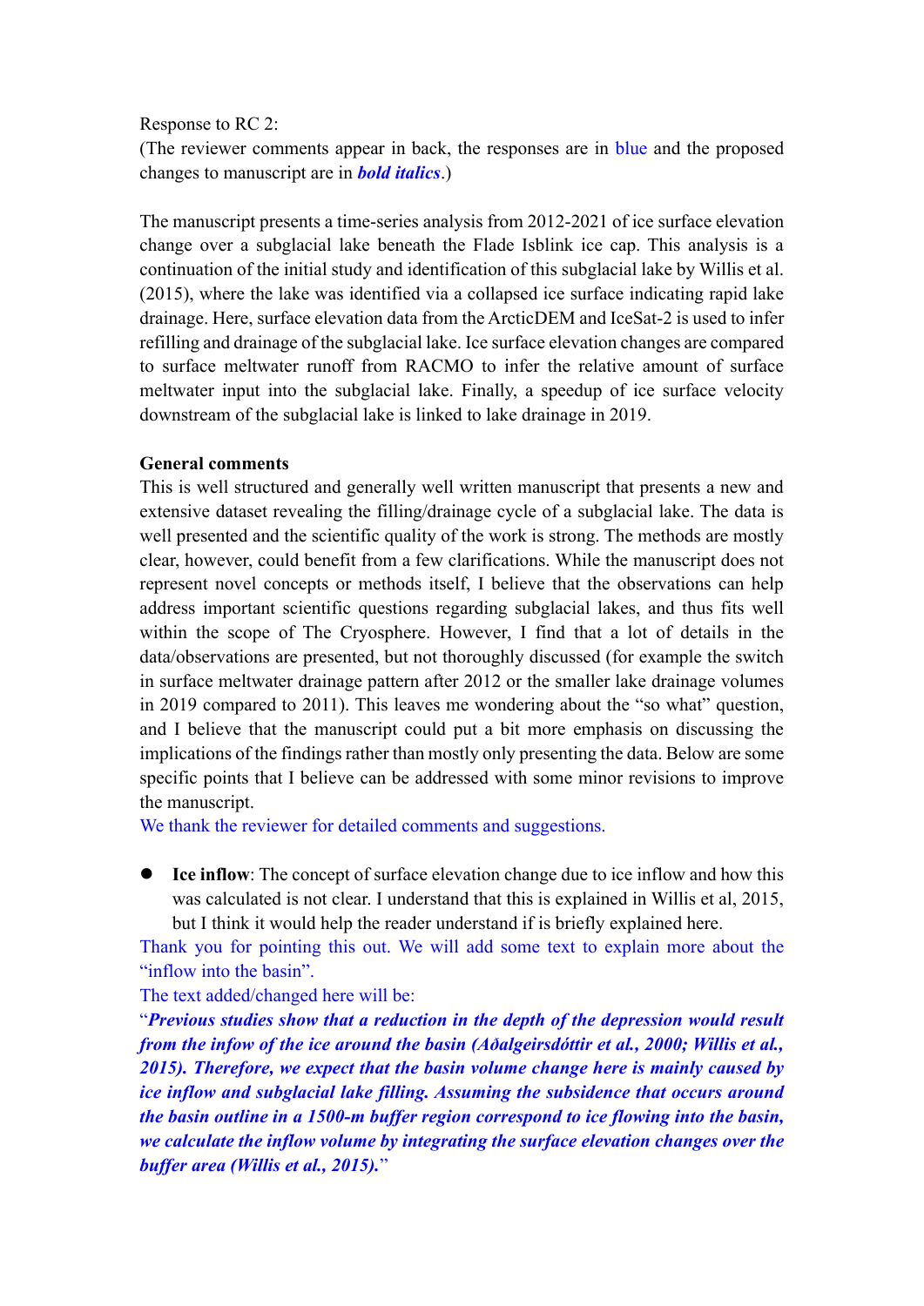Response to RC 2:
(The reviewer comments appear in back, the responses are in blue and the proposed changes to manuscript are in ***bold italics***.)

The manuscript presents a time-series analysis from 2012-2021 of ice surface elevation change over a subglacial lake beneath the Flade Isblink ice cap. This analysis is a continuation of the initial study and identification of this subglacial lake by Willis et al. (2015), where the lake was identified via a collapsed ice surface indicating rapid lake drainage. Here, surface elevation data from the ArcticDEM and IceSat-2 is used to infer refilling and drainage of the subglacial lake. Ice surface elevation changes are compared to surface meltwater runoff from RACMO to infer the relative amount of surface meltwater input into the subglacial lake. Finally, a speedup of ice surface velocity downstream of the subglacial lake is linked to lake drainage in 2019.

**General comments**

This is well structured and generally well written manuscript that presents a new and extensive dataset revealing the filling/drainage cycle of a subglacial lake. The data is well presented and the scientific quality of the work is strong. The methods are mostly clear, however, could benefit from a few clarifications. While the manuscript does not represent novel concepts or methods itself, I believe that the observations can help address important scientific questions regarding subglacial lakes, and thus fits well within the scope of The Cryosphere. However, I find that a lot of details in the data/observations are presented, but not thoroughly discussed (for example the switch in surface meltwater drainage pattern after 2012 or the smaller lake drainage volumes in 2019 compared to 2011). This leaves me wondering about the "so what" question, and I believe that the manuscript could put a bit more emphasis on discussing the implications of the findings rather than mostly only presenting the data. Below are some specific points that I believe can be addressed with some minor revisions to improve the manuscript.

We thank the reviewer for detailed comments and suggestions.

- **Ice inflow**: The concept of surface elevation change due to ice inflow and how this was calculated is not clear. I understand that this is explained in Willis et al, 2015, but I think it would help the reader understand if is briefly explained here.

Thank you for pointing this out. We will add some text to explain more about the "inflow into the basin".

The text added/changed here will be:

"***Previous studies show that a reduction in the depth of the depression would result from the infow of the ice around the basin (Aðalgeirsdóttir et al., 2000; Willis et al., 2015). Therefore, we expect that the basin volume change here is mainly caused by ice inflow and subglacial lake filling. Assuming the subsidence that occurs around the basin outline in a 1500-m buffer region correspond to ice flowing into the basin, we calculate the inflow volume by integrating the surface elevation changes over the buffer area (Willis et al., 2015).***"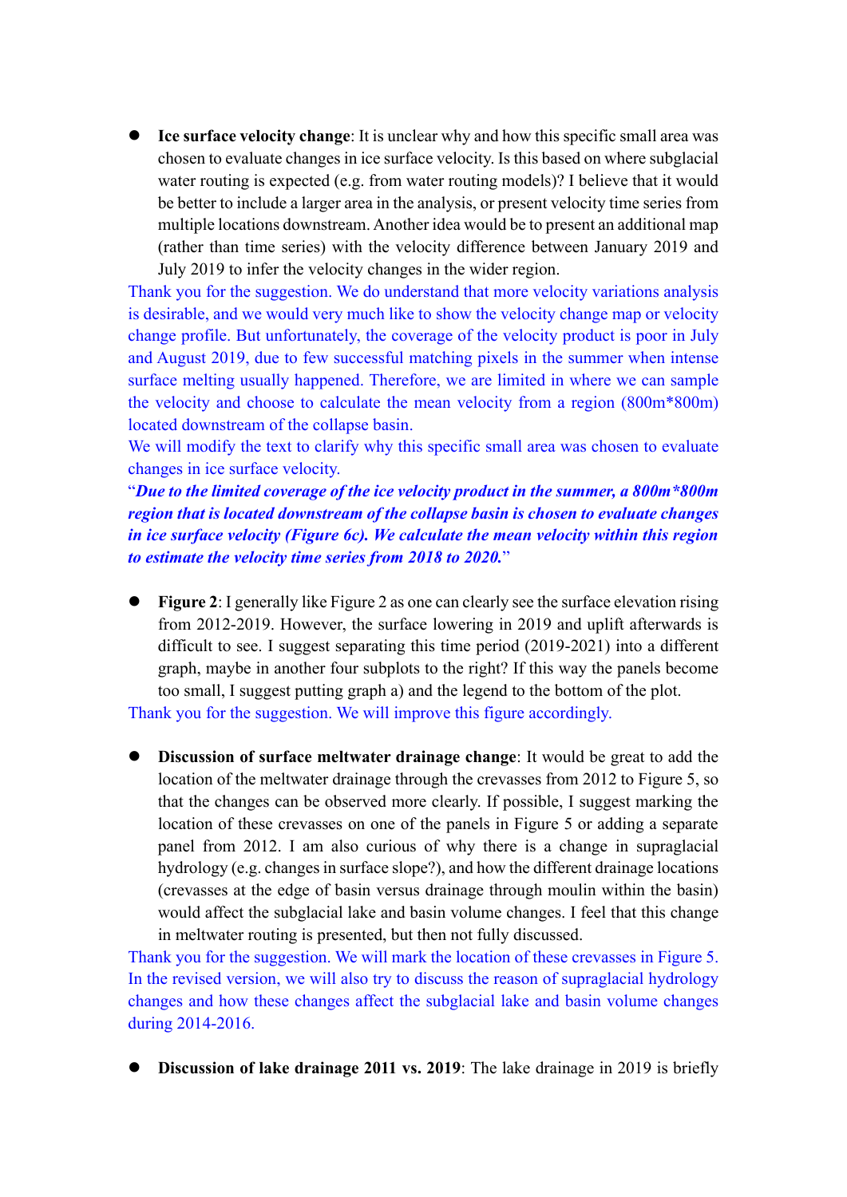- **Ice surface velocity change**: It is unclear why and how this specific small area was chosen to evaluate changes in ice surface velocity. Is this based on where subglacial water routing is expected (e.g. from water routing models)? I believe that it would be better to include a larger area in the analysis, or present velocity time series from multiple locations downstream. Another idea would be to present an additional map (rather than time series) with the velocity difference between January 2019 and July 2019 to infer the velocity changes in the wider region.

Thank you for the suggestion. We do understand that more velocity variations analysis is desirable, and we would very much like to show the velocity change map or velocity change profile. But unfortunately, the coverage of the velocity product is poor in July and August 2019, due to few successful matching pixels in the summer when intense surface melting usually happened. Therefore, we are limited in where we can sample the velocity and choose to calculate the mean velocity from a region (800m*800m) located downstream of the collapse basin.

We will modify the text to clarify why this specific small area was chosen to evaluate changes in ice surface velocity.

"***Due to the limited coverage of the ice velocity product in the summer, a 800m*800m region that is located downstream of the collapse basin is chosen to evaluate changes in ice surface velocity (Figure 6c). We calculate the mean velocity within this region to estimate the velocity time series from 2018 to 2020.***"

- **Figure 2**: I generally like Figure 2 as one can clearly see the surface elevation rising from 2012-2019. However, the surface lowering in 2019 and uplift afterwards is difficult to see. I suggest separating this time period (2019-2021) into a different graph, maybe in another four subplots to the right? If this way the panels become too small, I suggest putting graph a) and the legend to the bottom of the plot.

Thank you for the suggestion. We will improve this figure accordingly.

- **Discussion of surface meltwater drainage change**: It would be great to add the location of the meltwater drainage through the crevasses from 2012 to Figure 5, so that the changes can be observed more clearly. If possible, I suggest marking the location of these crevasses on one of the panels in Figure 5 or adding a separate panel from 2012. I am also curious of why there is a change in supraglacial hydrology (e.g. changes in surface slope?), and how the different drainage locations (crevasses at the edge of basin versus drainage through moulin within the basin) would affect the subglacial lake and basin volume changes. I feel that this change in meltwater routing is presented, but then not fully discussed.

Thank you for the suggestion. We will mark the location of these crevasses in Figure 5. In the revised version, we will also try to discuss the reason of supraglacial hydrology changes and how these changes affect the subglacial lake and basin volume changes during 2014-2016.

- **Discussion of lake drainage 2011 vs. 2019**: The lake drainage in 2019 is briefly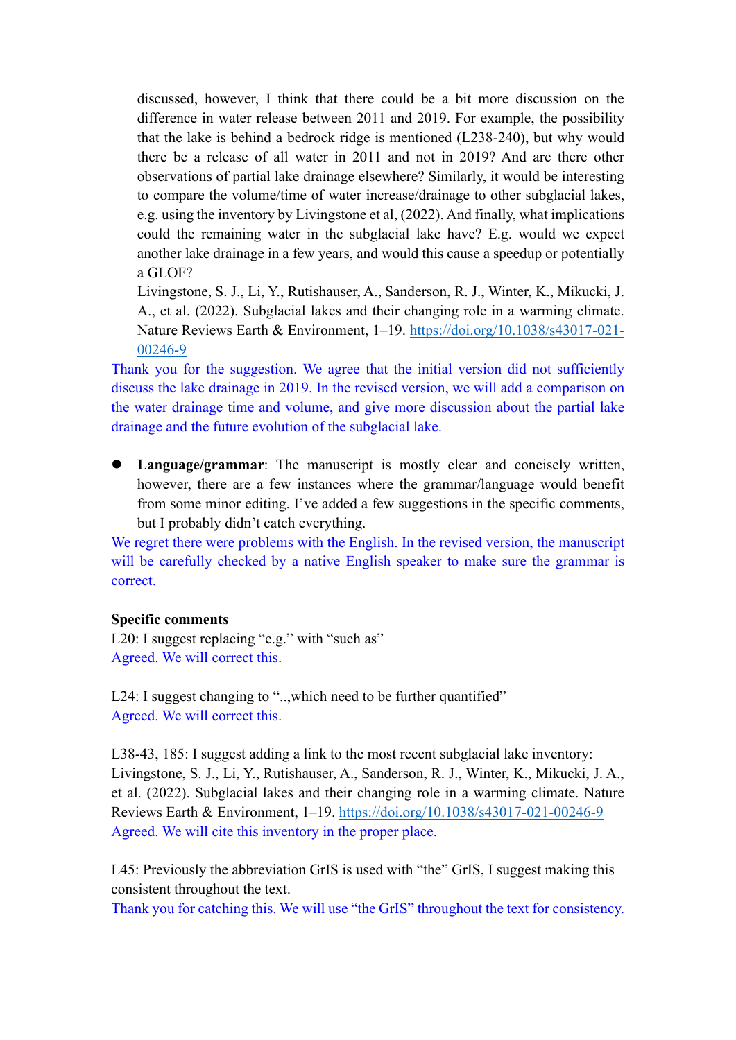discussed, however, I think that there could be a bit more discussion on the difference in water release between 2011 and 2019. For example, the possibility that the lake is behind a bedrock ridge is mentioned (L238-240), but why would there be a release of all water in 2011 and not in 2019? And are there other observations of partial lake drainage elsewhere? Similarly, it would be interesting to compare the volume/time of water increase/drainage to other subglacial lakes, e.g. using the inventory by Livingstone et al, (2022). And finally, what implications could the remaining water in the subglacial lake have? E.g. would we expect another lake drainage in a few years, and would this cause a speedup or potentially a GLOF?

Livingstone, S. J., Li, Y., Rutishauser, A., Sanderson, R. J., Winter, K., Mikucki, J. A., et al. (2022). Subglacial lakes and their changing role in a warming climate. Nature Reviews Earth & Environment, 1–19. https://doi.org/10.1038/s43017-021-00246-9

Thank you for the suggestion. We agree that the initial version did not sufficiently discuss the lake drainage in 2019. In the revised version, we will add a comparison on the water drainage time and volume, and give more discussion about the partial lake drainage and the future evolution of the subglacial lake.

- **Language/grammar**: The manuscript is mostly clear and concisely written, however, there are a few instances where the grammar/language would benefit from some minor editing. I've added a few suggestions in the specific comments, but I probably didn't catch everything.

We regret there were problems with the English. In the revised version, the manuscript will be carefully checked by a native English speaker to make sure the grammar is correct.

**Specific comments**

L20: I suggest replacing "e.g." with "such as"

Agreed. We will correct this.

L24: I suggest changing to "..,which need to be further quantified"

Agreed. We will correct this.

L38-43, 185: I suggest adding a link to the most recent subglacial lake inventory: Livingstone, S. J., Li, Y., Rutishauser, A., Sanderson, R. J., Winter, K., Mikucki, J. A., et al. (2022). Subglacial lakes and their changing role in a warming climate. Nature Reviews Earth & Environment, 1–19. https://doi.org/10.1038/s43017-021-00246-9

Agreed. We will cite this inventory in the proper place.

L45: Previously the abbreviation GrIS is used with "the" GrIS, I suggest making this consistent throughout the text.

Thank you for catching this. We will use "the GrIS" throughout the text for consistency.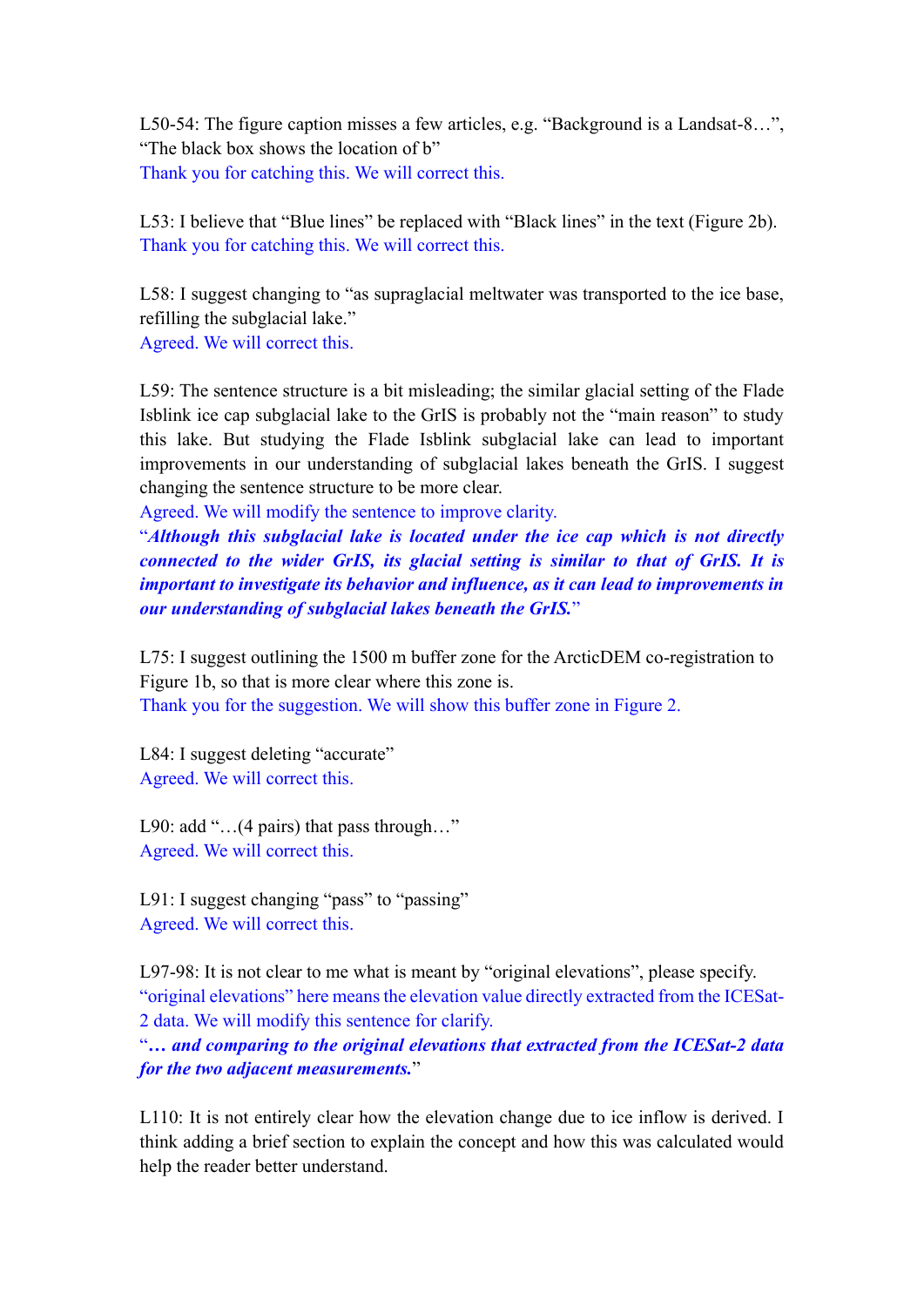L50-54: The figure caption misses a few articles, e.g. “Background is a Landsat-8…”, “The black box shows the location of b”

Thank you for catching this. We will correct this.

L53: I believe that “Blue lines” be replaced with “Black lines” in the text (Figure 2b).

Thank you for catching this. We will correct this.

L58: I suggest changing to “as supraglacial meltwater was transported to the ice base, refilling the subglacial lake.”

Agreed. We will correct this.

L59: The sentence structure is a bit misleading; the similar glacial setting of the Flade Isblink ice cap subglacial lake to the GrIS is probably not the “main reason” to study this lake. But studying the Flade Isblink subglacial lake can lead to important improvements in our understanding of subglacial lakes beneath the GrIS. I suggest changing the sentence structure to be more clear.

Agreed. We will modify the sentence to improve clarity.

“***Although this subglacial lake is located under the ice cap which is not directly connected to the wider GrIS, its glacial setting is similar to that of GrIS. It is important to investigate its behavior and influence, as it can lead to improvements in our understanding of subglacial lakes beneath the GrIS.***”

L75: I suggest outlining the 1500 m buffer zone for the ArcticDEM co-registration to Figure 1b, so that is more clear where this zone is.

Thank you for the suggestion. We will show this buffer zone in Figure 2.

L84: I suggest deleting “accurate”

Agreed. We will correct this.

L90: add “…(4 pairs) that pass through…”

Agreed. We will correct this.

L91: I suggest changing “pass” to “passing”

Agreed. We will correct this.

L97-98: It is not clear to me what is meant by “original elevations”, please specify.

“original elevations” here means the elevation value directly extracted from the ICESat-2 data. We will modify this sentence for clarify.

“***… and comparing to the original elevations that extracted from the ICESat-2 data for the two adjacent measurements.***”

L110: It is not entirely clear how the elevation change due to ice inflow is derived. I think adding a brief section to explain the concept and how this was calculated would help the reader better understand.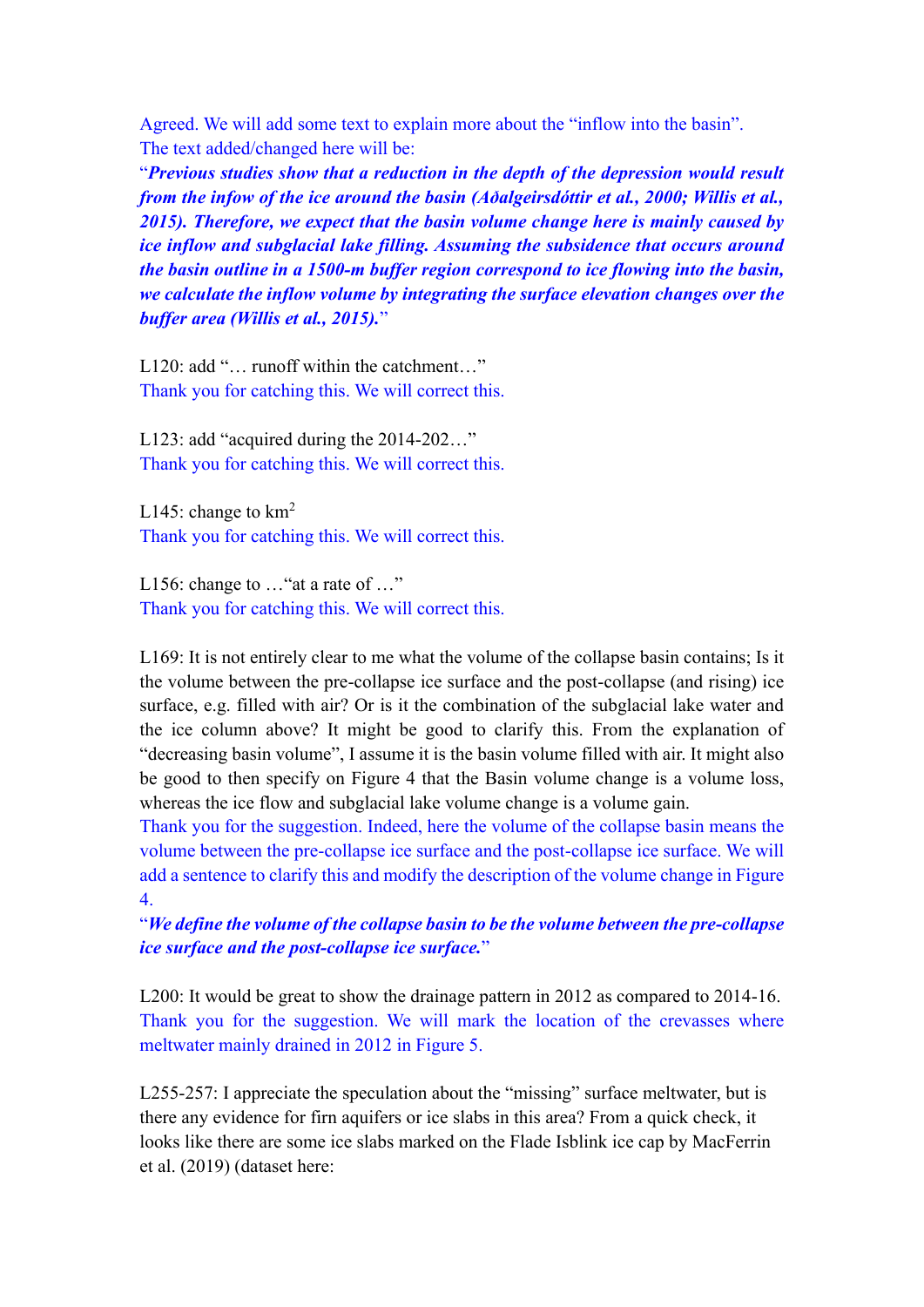Agreed. We will add some text to explain more about the "inflow into the basin". The text added/changed here will be:

"***Previous studies show that a reduction in the depth of the depression would result from the infow of the ice around the basin (Aðalgeirsdóttir et al., 2000; Willis et al., 2015). Therefore, we expect that the basin volume change here is mainly caused by ice inflow and subglacial lake filling. Assuming the subsidence that occurs around the basin outline in a 1500-m buffer region correspond to ice flowing into the basin, we calculate the inflow volume by integrating the surface elevation changes over the buffer area (Willis et al., 2015).***"

L120: add "… runoff within the catchment…"

Thank you for catching this. We will correct this.

L123: add "acquired during the 2014-202…"

Thank you for catching this. We will correct this.

L145: change to km$^2$

Thank you for catching this. We will correct this.

L156: change to …"at a rate of …"

Thank you for catching this. We will correct this.

L169: It is not entirely clear to me what the volume of the collapse basin contains; Is it the volume between the pre-collapse ice surface and the post-collapse (and rising) ice surface, e.g. filled with air? Or is it the combination of the subglacial lake water and the ice column above? It might be good to clarify this. From the explanation of "decreasing basin volume", I assume it is the basin volume filled with air. It might also be good to then specify on Figure 4 that the Basin volume change is a volume loss, whereas the ice flow and subglacial lake volume change is a volume gain.

Thank you for the suggestion. Indeed, here the volume of the collapse basin means the volume between the pre-collapse ice surface and the post-collapse ice surface. We will add a sentence to clarify this and modify the description of the volume change in Figure 4.

"***We define the volume of the collapse basin to be the volume between the pre-collapse ice surface and the post-collapse ice surface.***"

L200: It would be great to show the drainage pattern in 2012 as compared to 2014-16.

Thank you for the suggestion. We will mark the location of the crevasses where meltwater mainly drained in 2012 in Figure 5.

L255-257: I appreciate the speculation about the "missing" surface meltwater, but is there any evidence for firn aquifers or ice slabs in this area? From a quick check, it looks like there are some ice slabs marked on the Flade Isblink ice cap by MacFerrin et al. (2019) (dataset here: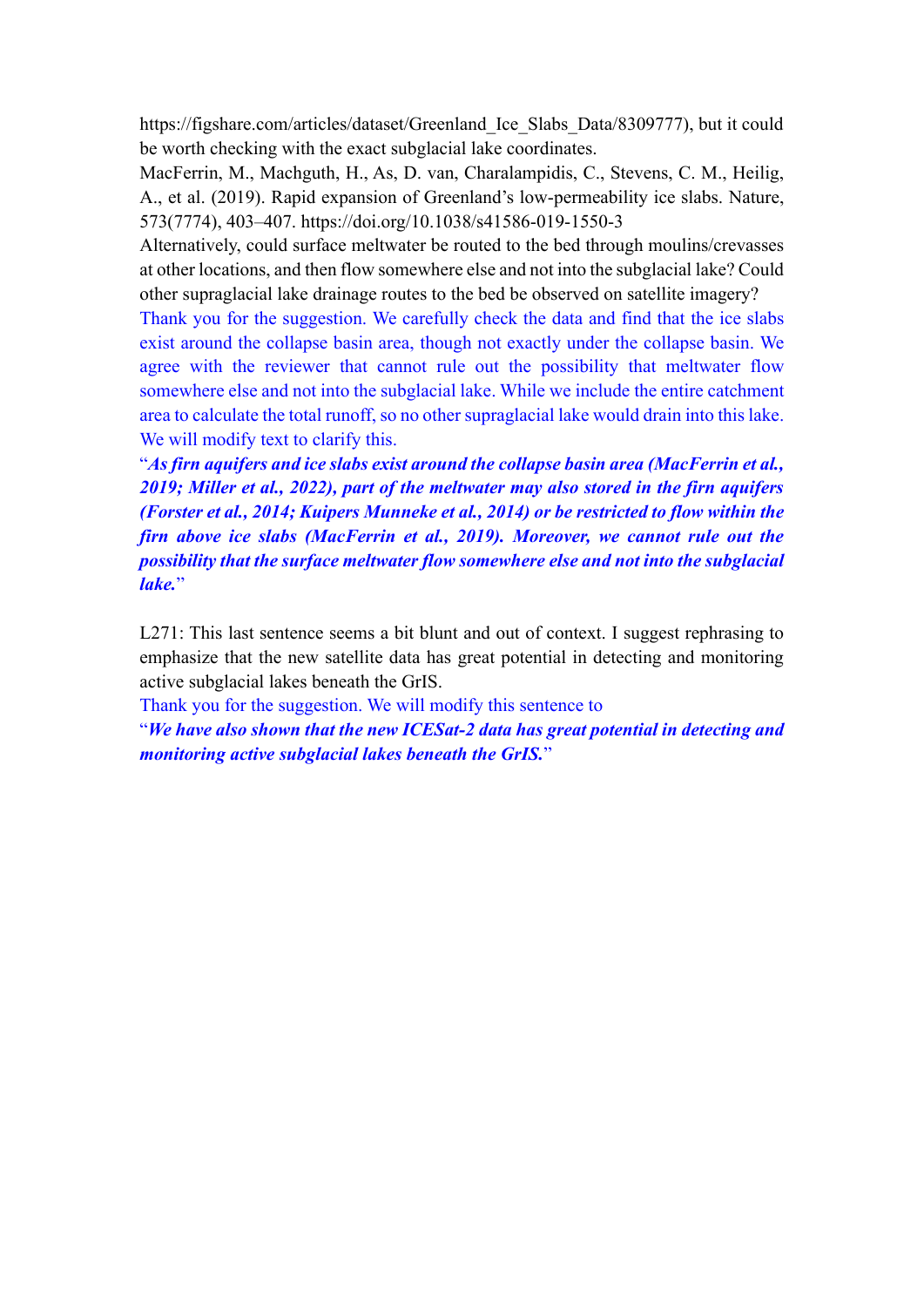https://figshare.com/articles/dataset/Greenland_Ice_Slabs_Data/8309777), but it could be worth checking with the exact subglacial lake coordinates.

MacFerrin, M., Machguth, H., As, D. van, Charalampidis, C., Stevens, C. M., Heilig, A., et al. (2019). Rapid expansion of Greenland's low-permeability ice slabs. Nature, 573(7774), 403–407. https://doi.org/10.1038/s41586-019-1550-3

Alternatively, could surface meltwater be routed to the bed through moulins/crevasses at other locations, and then flow somewhere else and not into the subglacial lake? Could other supraglacial lake drainage routes to the bed be observed on satellite imagery?

Thank you for the suggestion. We carefully check the data and find that the ice slabs exist around the collapse basin area, though not exactly under the collapse basin. We agree with the reviewer that cannot rule out the possibility that meltwater flow somewhere else and not into the subglacial lake. While we include the entire catchment area to calculate the total runoff, so no other supraglacial lake would drain into this lake. We will modify text to clarify this.

"***As firn aquifers and ice slabs exist around the collapse basin area (MacFerrin et al., 2019; Miller et al., 2022), part of the meltwater may also stored in the firn aquifers (Forster et al., 2014; Kuipers Munneke et al., 2014) or be restricted to flow within the firn above ice slabs (MacFerrin et al., 2019). Moreover, we cannot rule out the possibility that the surface meltwater flow somewhere else and not into the subglacial lake.***"

L271: This last sentence seems a bit blunt and out of context. I suggest rephrasing to emphasize that the new satellite data has great potential in detecting and monitoring active subglacial lakes beneath the GrIS.

Thank you for the suggestion. We will modify this sentence to

"***We have also shown that the new ICESat-2 data has great potential in detecting and monitoring active subglacial lakes beneath the GrIS.***"